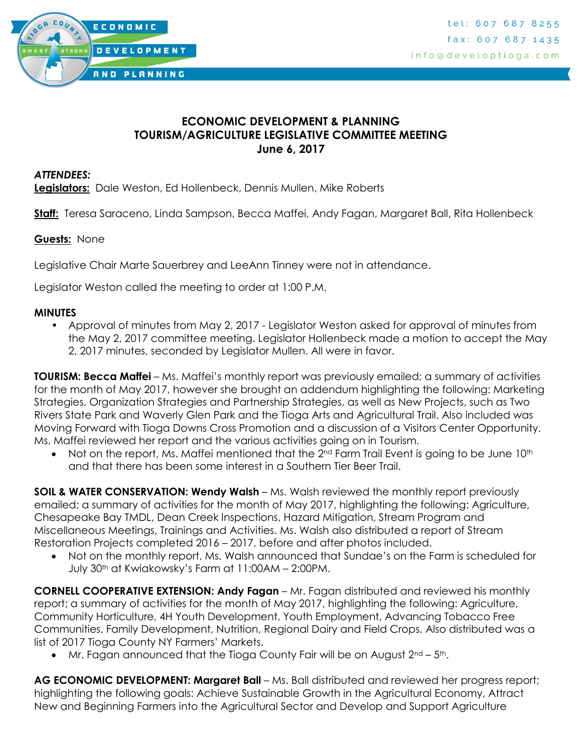ECONOMIC DEVELOPMENT AND PLANNING

tel: 607 687 8255
fax: 607 687 1435
info@developtioga.com

# ECONOMIC DEVELOPMENT & PLANNING
# TOURISM/AGRICULTURE LEGISLATIVE COMMITTEE MEETING
# June 6, 2017

***ATTENDEES:***
**Legislators:** Dale Weston, Ed Hollenbeck, Dennis Mullen, Mike Roberts

**Staff:** Teresa Saraceno, Linda Sampson, Becca Maffei, Andy Fagan, Margaret Ball, Rita Hollenbeck

**Guests:** None

Legislative Chair Marte Sauerbrey and LeeAnn Tinney were not in attendance.

Legislator Weston called the meeting to order at 1:00 P.M.

**MINUTES**

- Approval of minutes from May 2, 2017 - Legislator Weston asked for approval of minutes from the May 2, 2017 committee meeting. Legislator Hollenbeck made a motion to accept the May 2, 2017 minutes, seconded by Legislator Mullen. All were in favor.

**TOURISM: Becca Maffei** – Ms. Maffei's monthly report was previously emailed; a summary of activities for the month of May 2017, however she brought an addendum highlighting the following: Marketing Strategies, Organization Strategies and Partnership Strategies, as well as New Projects, such as Two Rivers State Park and Waverly Glen Park and the Tioga Arts and Agricultural Trail. Also included was Moving Forward with Tioga Downs Cross Promotion and a discussion of a Visitors Center Opportunity. Ms. Maffei reviewed her report and the various activities going on in Tourism.

- Not on the report, Ms. Maffei mentioned that the 2nd Farm Trail Event is going to be June 10th and that there has been some interest in a Southern Tier Beer Trail.

**SOIL & WATER CONSERVATION: Wendy Walsh** – Ms. Walsh reviewed the monthly report previously emailed; a summary of activities for the month of May 2017, highlighting the following: Agriculture, Chesapeake Bay TMDL, Dean Creek Inspections, Hazard Mitigation, Stream Program and Miscellaneous Meetings, Trainings and Activities. Ms. Walsh also distributed a report of Stream Restoration Projects completed 2016 – 2017, before and after photos included.

- Not on the monthly report, Ms. Walsh announced that Sundae's on the Farm is scheduled for July 30th at Kwiakowsky's Farm at 11:00AM – 2:00PM.

**CORNELL COOPERATIVE EXTENSION: Andy Fagan** – Mr. Fagan distributed and reviewed his monthly report; a summary of activities for the month of May 2017, highlighting the following: Agriculture, Community Horticulture, 4H Youth Development, Youth Employment, Advancing Tobacco Free Communities, Family Development, Nutrition, Regional Dairy and Field Crops. Also distributed was a list of 2017 Tioga County NY Farmers' Markets.

- Mr. Fagan announced that the Tioga County Fair will be on August 2nd – 5th.

**AG ECONOMIC DEVELOPMENT: Margaret Ball** – Ms. Ball distributed and reviewed her progress report; highlighting the following goals: Achieve Sustainable Growth in the Agricultural Economy, Attract New and Beginning Farmers into the Agricultural Sector and Develop and Support Agriculture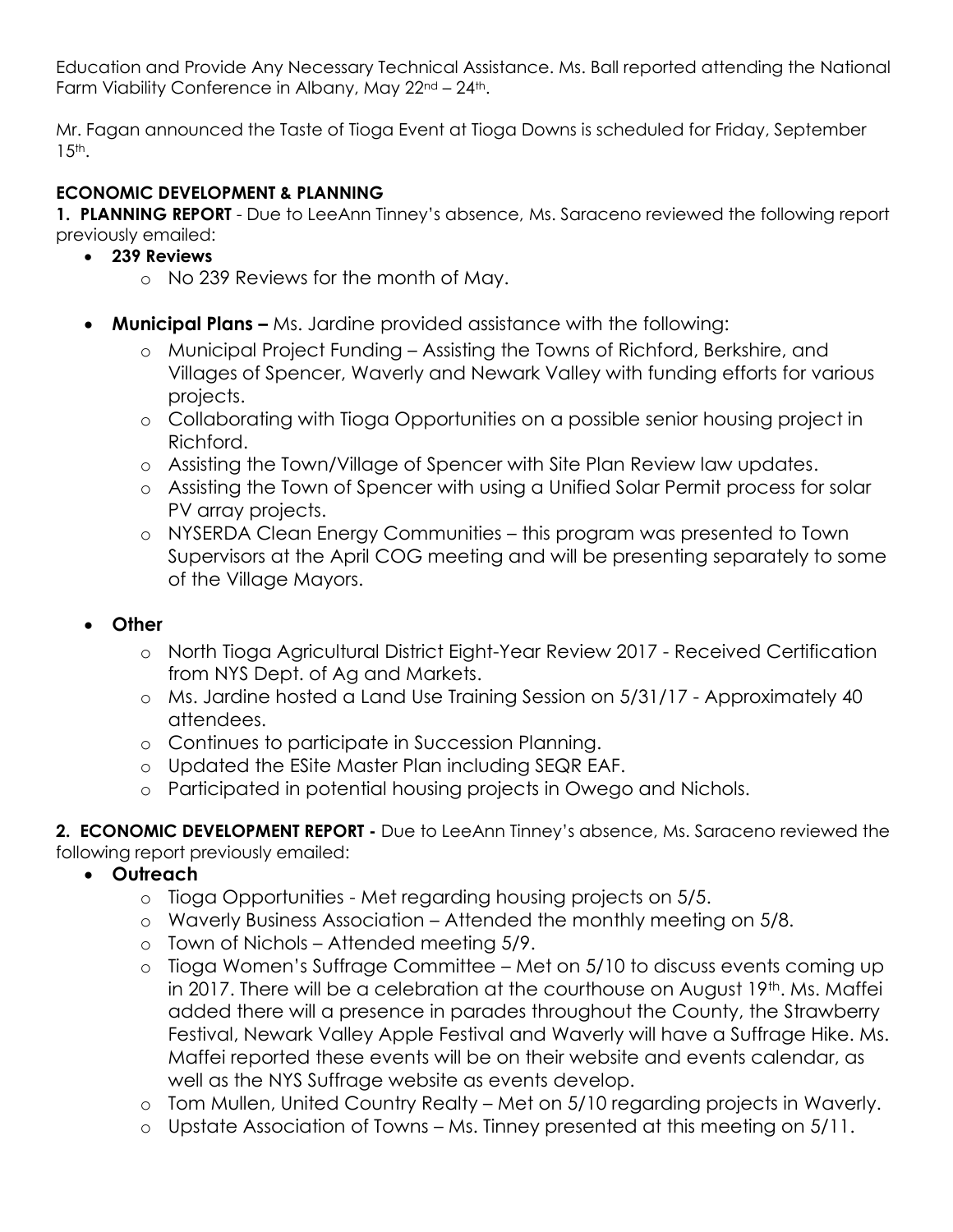Education and Provide Any Necessary Technical Assistance. Ms. Ball reported attending the National Farm Viability Conference in Albany, May 22nd – 24th.

Mr. Fagan announced the Taste of Tioga Event at Tioga Downs is scheduled for Friday, September 15th.

**ECONOMIC DEVELOPMENT & PLANNING**

**1. PLANNING REPORT** - Due to LeeAnn Tinney's absence, Ms. Saraceno reviewed the following report previously emailed:

- **239 Reviews**
  - No 239 Reviews for the month of May.

- **Municipal Plans –** Ms. Jardine provided assistance with the following:
  - Municipal Project Funding – Assisting the Towns of Richford, Berkshire, and Villages of Spencer, Waverly and Newark Valley with funding efforts for various projects.
  - Collaborating with Tioga Opportunities on a possible senior housing project in Richford.
  - Assisting the Town/Village of Spencer with Site Plan Review law updates.
  - Assisting the Town of Spencer with using a Unified Solar Permit process for solar PV array projects.
  - NYSERDA Clean Energy Communities – this program was presented to Town Supervisors at the April COG meeting and will be presenting separately to some of the Village Mayors.

- **Other**
  - North Tioga Agricultural District Eight-Year Review 2017 - Received Certification from NYS Dept. of Ag and Markets.
  - Ms. Jardine hosted a Land Use Training Session on 5/31/17 - Approximately 40 attendees.
  - Continues to participate in Succession Planning.
  - Updated the ESite Master Plan including SEQR EAF.
  - Participated in potential housing projects in Owego and Nichols.

**2. ECONOMIC DEVELOPMENT REPORT -** Due to LeeAnn Tinney's absence, Ms. Saraceno reviewed the following report previously emailed:

- **Outreach**
  - Tioga Opportunities - Met regarding housing projects on 5/5.
  - Waverly Business Association – Attended the monthly meeting on 5/8.
  - Town of Nichols – Attended meeting 5/9.
  - Tioga Women's Suffrage Committee – Met on 5/10 to discuss events coming up in 2017. There will be a celebration at the courthouse on August 19th. Ms. Maffei added there will a presence in parades throughout the County, the Strawberry Festival, Newark Valley Apple Festival and Waverly will have a Suffrage Hike. Ms. Maffei reported these events will be on their website and events calendar, as well as the NYS Suffrage website as events develop.
  - Tom Mullen, United Country Realty – Met on 5/10 regarding projects in Waverly.
  - Upstate Association of Towns – Ms. Tinney presented at this meeting on 5/11.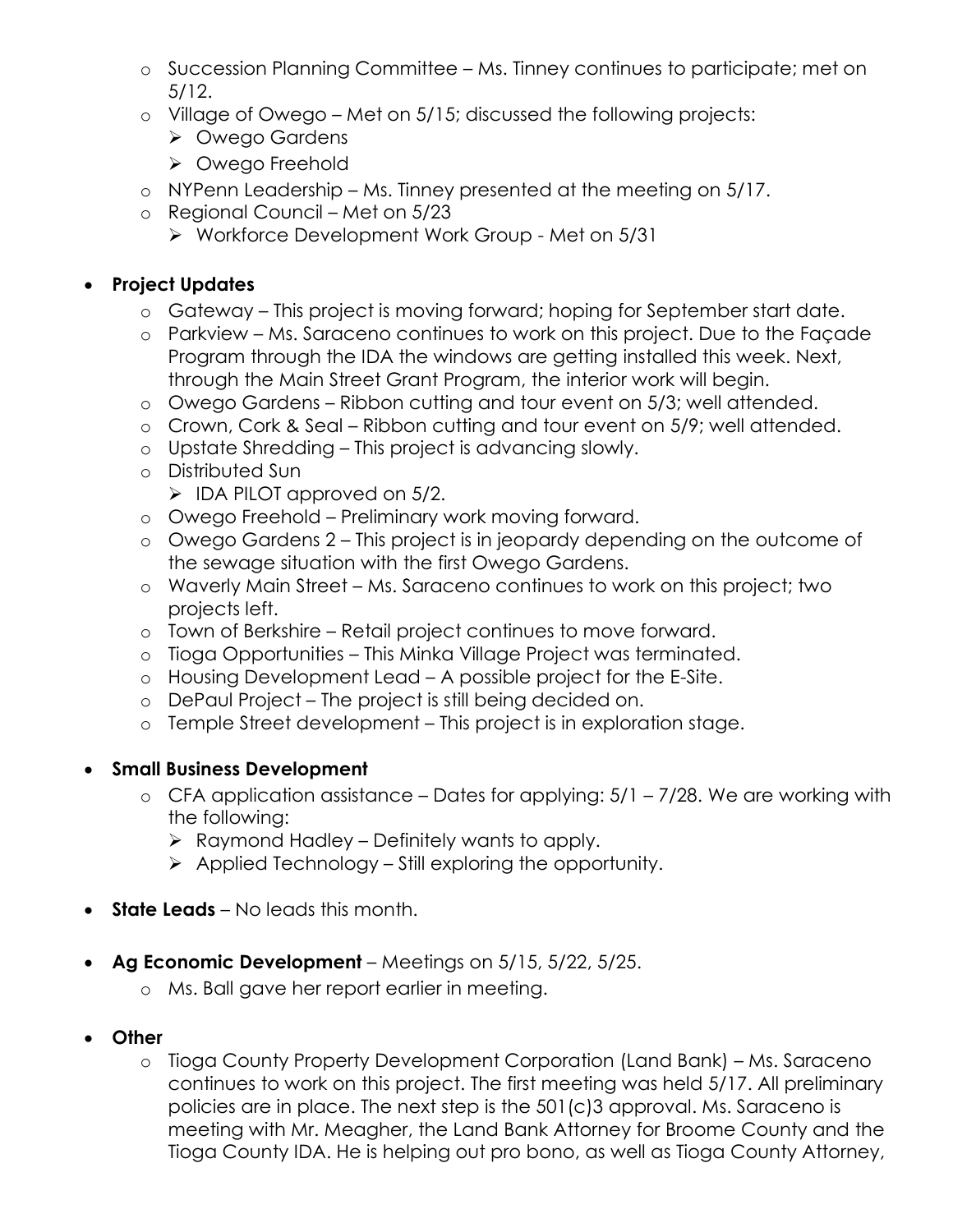- Succession Planning Committee – Ms. Tinney continues to participate; met on 5/12.
    - Village of Owego – Met on 5/15; discussed the following projects:
        - Owego Gardens
        - Owego Freehold
    - NYPenn Leadership – Ms. Tinney presented at the meeting on 5/17.
    - Regional Council – Met on 5/23
        - Workforce Development Work Group - Met on 5/31

- **Project Updates**
    - Gateway – This project is moving forward; hoping for September start date.
    - Parkview – Ms. Saraceno continues to work on this project. Due to the Façade Program through the IDA the windows are getting installed this week. Next, through the Main Street Grant Program, the interior work will begin.
    - Owego Gardens – Ribbon cutting and tour event on 5/3; well attended.
    - Crown, Cork & Seal – Ribbon cutting and tour event on 5/9; well attended.
    - Upstate Shredding – This project is advancing slowly.
    - Distributed Sun
        - IDA PILOT approved on 5/2.
    - Owego Freehold – Preliminary work moving forward.
    - Owego Gardens 2 – This project is in jeopardy depending on the outcome of the sewage situation with the first Owego Gardens.
    - Waverly Main Street – Ms. Saraceno continues to work on this project; two projects left.
    - Town of Berkshire – Retail project continues to move forward.
    - Tioga Opportunities – This Minka Village Project was terminated.
    - Housing Development Lead – A possible project for the E-Site.
    - DePaul Project – The project is still being decided on.
    - Temple Street development – This project is in exploration stage.

- **Small Business Development**
    - CFA application assistance – Dates for applying: 5/1 – 7/28. We are working with the following:
        - Raymond Hadley – Definitely wants to apply.
        - Applied Technology – Still exploring the opportunity.

- **State Leads** – No leads this month.

- **Ag Economic Development** – Meetings on 5/15, 5/22, 5/25.
    - Ms. Ball gave her report earlier in meeting.

- **Other**
    - Tioga County Property Development Corporation (Land Bank) – Ms. Saraceno continues to work on this project. The first meeting was held 5/17. All preliminary policies are in place. The next step is the 501(c)3 approval. Ms. Saraceno is meeting with Mr. Meagher, the Land Bank Attorney for Broome County and the Tioga County IDA. He is helping out pro bono, as well as Tioga County Attorney,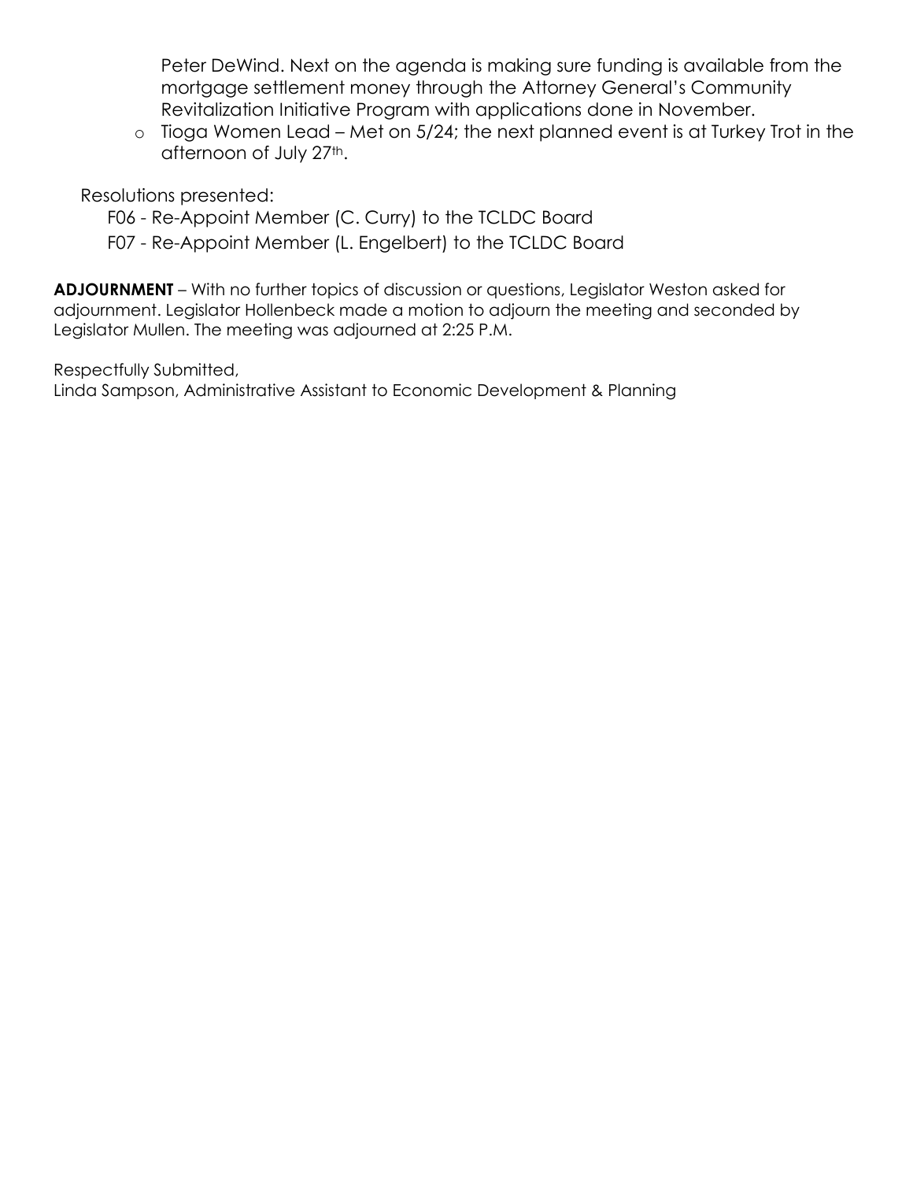Peter DeWind. Next on the agenda is making sure funding is available from the mortgage settlement money through the Attorney General's Community Revitalization Initiative Program with applications done in November.

- Tioga Women Lead – Met on 5/24; the next planned event is at Turkey Trot in the afternoon of July 27th.

Resolutions presented:

F06 - Re-Appoint Member (C. Curry) to the TCLDC Board

F07 - Re-Appoint Member (L. Engelbert) to the TCLDC Board

**ADJOURNMENT** – With no further topics of discussion or questions, Legislator Weston asked for adjournment. Legislator Hollenbeck made a motion to adjourn the meeting and seconded by Legislator Mullen. The meeting was adjourned at 2:25 P.M.

Respectfully Submitted,
Linda Sampson, Administrative Assistant to Economic Development & Planning